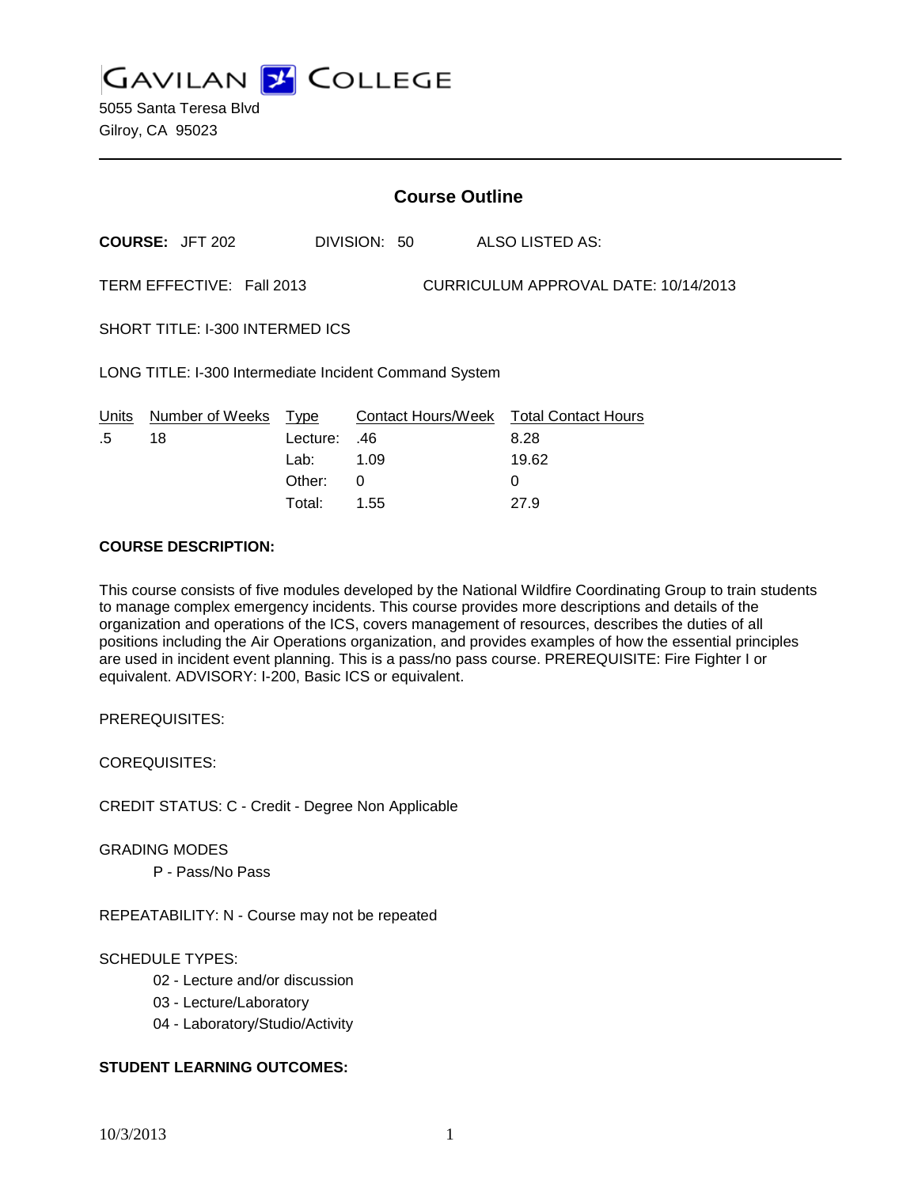# GAVILAN COLLEGE

5055 Santa Teresa Blvd
Gilroy, CA 95023

## Course Outline

**COURSE:** JFT 202 DIVISION: 50 ALSO LISTED AS:

TERM EFFECTIVE: Fall 2013 CURRICULUM APPROVAL DATE: 10/14/2013

SHORT TITLE: I-300 INTERMED ICS

LONG TITLE: I-300 Intermediate Incident Command System

| Units | Number of Weeks | Type | Contact Hours/Week | Total Contact Hours |
|---|---|---|---|---|
| .5 | 18 | Lecture: | .46 | 8.28 |
| | | Lab: | 1.09 | 19.62 |
| | | Other: | 0 | 0 |
| | | Total: | 1.55 | 27.9 |

**COURSE DESCRIPTION:**

This course consists of five modules developed by the National Wildfire Coordinating Group to train students to manage complex emergency incidents. This course provides more descriptions and details of the organization and operations of the ICS, covers management of resources, describes the duties of all positions including the Air Operations organization, and provides examples of how the essential principles are used in incident event planning. This is a pass/no pass course. PREREQUISITE: Fire Fighter I or equivalent. ADVISORY: I-200, Basic ICS or equivalent.

PREREQUISITES:

COREQUISITES:

CREDIT STATUS: C - Credit - Degree Non Applicable

GRADING MODES

P - Pass/No Pass

REPEATABILITY: N - Course may not be repeated

SCHEDULE TYPES:

02 - Lecture and/or discussion
03 - Lecture/Laboratory
04 - Laboratory/Studio/Activity

**STUDENT LEARNING OUTCOMES:**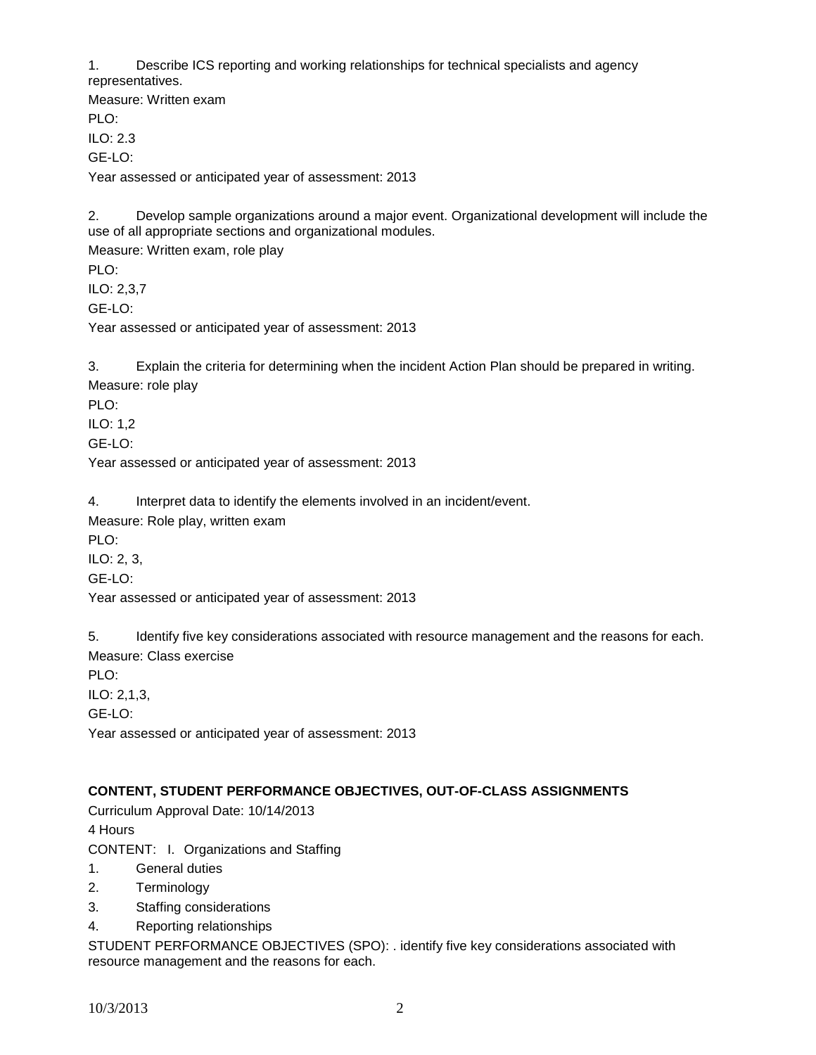1. Describe ICS reporting and working relationships for technical specialists and agency representatives.

Measure: Written exam

PLO:

ILO: 2.3

GE-LO:

Year assessed or anticipated year of assessment: 2013

2. Develop sample organizations around a major event. Organizational development will include the use of all appropriate sections and organizational modules.

Measure: Written exam, role play

PLO:

ILO: 2,3,7

GE-LO:

Year assessed or anticipated year of assessment: 2013

3. Explain the criteria for determining when the incident Action Plan should be prepared in writing.

Measure: role play

PLO:

ILO: 1,2

GE-LO:

Year assessed or anticipated year of assessment: 2013

4. Interpret data to identify the elements involved in an incident/event.

Measure: Role play, written exam

PLO:

ILO: 2, 3,

GE-LO:

Year assessed or anticipated year of assessment: 2013

5. Identify five key considerations associated with resource management and the reasons for each.

Measure: Class exercise

PLO:

ILO: 2,1,3,

GE-LO:

Year assessed or anticipated year of assessment: 2013

**CONTENT, STUDENT PERFORMANCE OBJECTIVES, OUT-OF-CLASS ASSIGNMENTS**

Curriculum Approval Date: 10/14/2013

4 Hours

CONTENT: I. Organizations and Staffing

1. General duties
2. Terminology
3. Staffing considerations
4. Reporting relationships

STUDENT PERFORMANCE OBJECTIVES (SPO): . identify five key considerations associated with resource management and the reasons for each.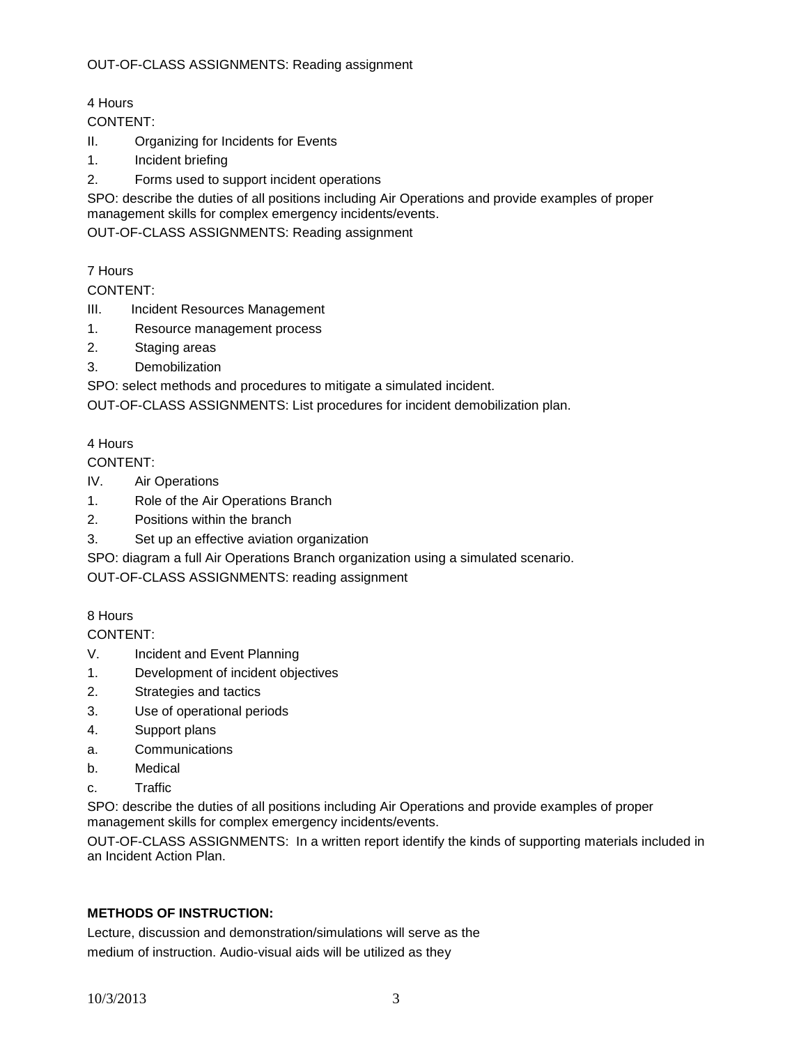OUT-OF-CLASS ASSIGNMENTS: Reading assignment

4 Hours

CONTENT:

II. Organizing for Incidents for Events

1. Incident briefing
2. Forms used to support incident operations

SPO: describe the duties of all positions including Air Operations and provide examples of proper management skills for complex emergency incidents/events.

OUT-OF-CLASS ASSIGNMENTS: Reading assignment

7 Hours

CONTENT:

III. Incident Resources Management

1. Resource management process
2. Staging areas
3. Demobilization

SPO: select methods and procedures to mitigate a simulated incident.

OUT-OF-CLASS ASSIGNMENTS: List procedures for incident demobilization plan.

4 Hours

CONTENT:

IV. Air Operations

1. Role of the Air Operations Branch
2. Positions within the branch
3. Set up an effective aviation organization

SPO: diagram a full Air Operations Branch organization using a simulated scenario.

OUT-OF-CLASS ASSIGNMENTS: reading assignment

8 Hours

CONTENT:

V. Incident and Event Planning

1. Development of incident objectives
2. Strategies and tactics
3. Use of operational periods
4. Support plans

a. Communications

b. Medical

c. Traffic

SPO: describe the duties of all positions including Air Operations and provide examples of proper management skills for complex emergency incidents/events.

OUT-OF-CLASS ASSIGNMENTS: In a written report identify the kinds of supporting materials included in an Incident Action Plan.

**METHODS OF INSTRUCTION:**

Lecture, discussion and demonstration/simulations will serve as the medium of instruction. Audio-visual aids will be utilized as they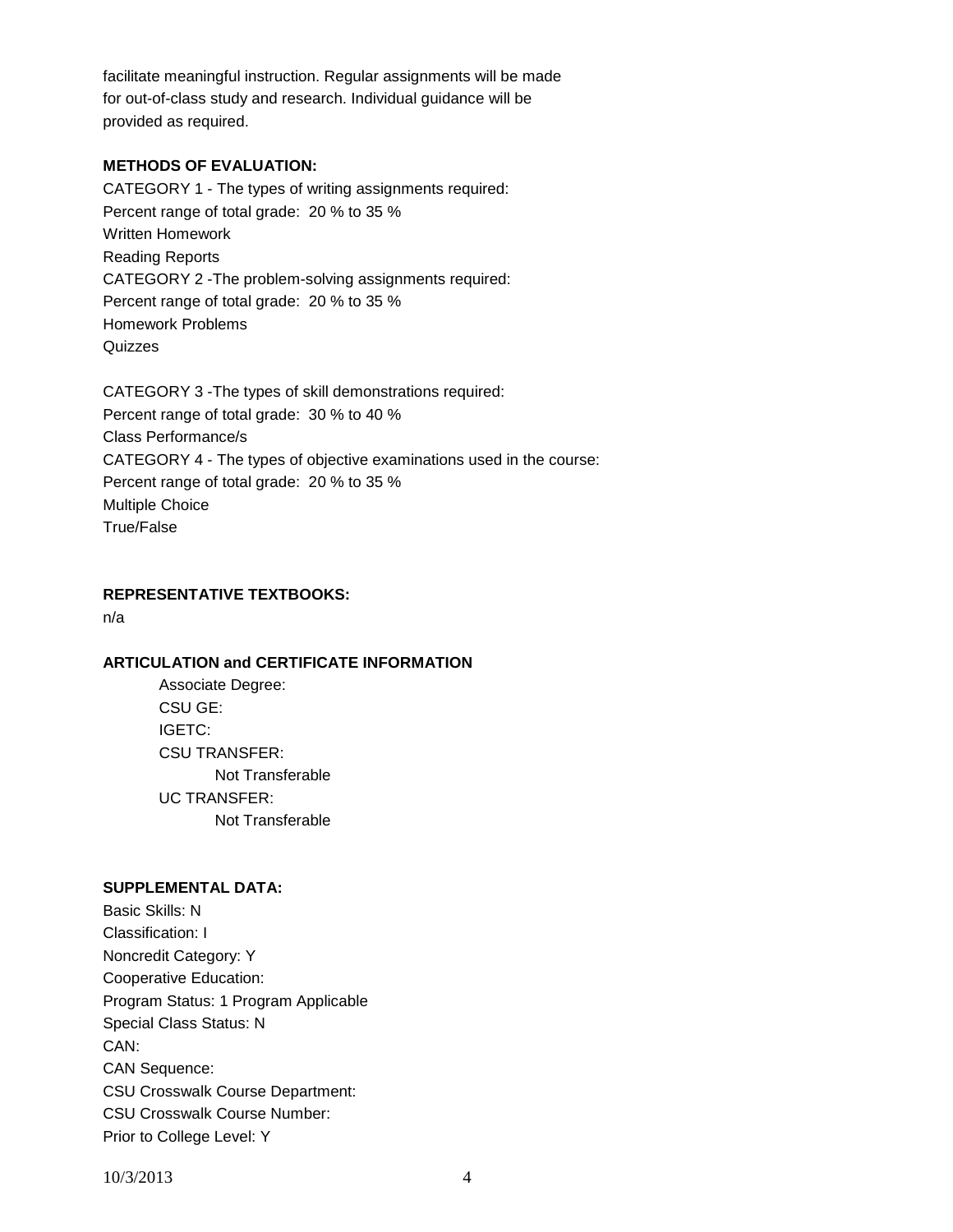facilitate meaningful instruction. Regular assignments will be made for out-of-class study and research. Individual guidance will be provided as required.

**METHODS OF EVALUATION:**

CATEGORY 1 - The types of writing assignments required:
Percent range of total grade: 20 % to 35 %
Written Homework
Reading Reports

CATEGORY 2 -The problem-solving assignments required:
Percent range of total grade: 20 % to 35 %
Homework Problems
Quizzes

CATEGORY 3 -The types of skill demonstrations required:
Percent range of total grade: 30 % to 40 %
Class Performance/s

CATEGORY 4 - The types of objective examinations used in the course:
Percent range of total grade: 20 % to 35 %
Multiple Choice
True/False

**REPRESENTATIVE TEXTBOOKS:**

n/a

**ARTICULATION and CERTIFICATE INFORMATION**

- Associate Degree:
- CSU GE:
- IGETC:
- CSU TRANSFER:
  - Not Transferable
- UC TRANSFER:
  - Not Transferable

**SUPPLEMENTAL DATA:**

Basic Skills: N
Classification: I
Noncredit Category: Y
Cooperative Education:
Program Status: 1 Program Applicable
Special Class Status: N
CAN:
CAN Sequence:
CSU Crosswalk Course Department:
CSU Crosswalk Course Number:
Prior to College Level: Y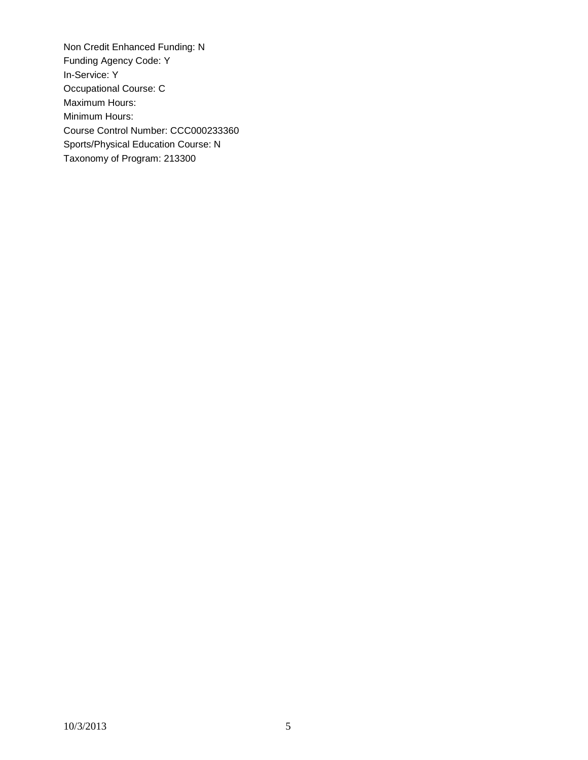Non Credit Enhanced Funding: N
Funding Agency Code: Y
In-Service: Y
Occupational Course: C
Maximum Hours:
Minimum Hours:
Course Control Number: CCC000233360
Sports/Physical Education Course: N
Taxonomy of Program: 213300